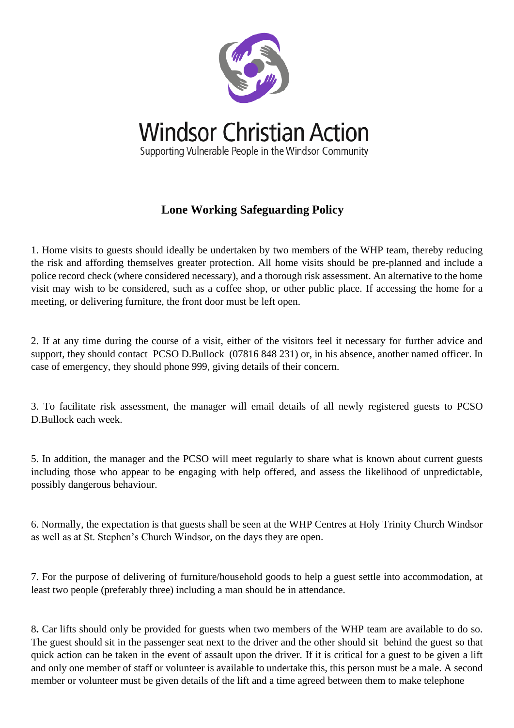# Windsor Christian Action

Supporting Vulnerable People in the Windsor Community

## Lone Working Safeguarding Policy

1. Home visits to guests should ideally be undertaken by two members of the WHP team, thereby reducing the risk and affording themselves greater protection. All home visits should be pre-planned and include a police record check (where considered necessary), and a thorough risk assessment. An alternative to the home visit may wish to be considered, such as a coffee shop, or other public place. If accessing the home for a meeting, or delivering furniture, the front door must be left open.

2. If at any time during the course of a visit, either of the visitors feel it necessary for further advice and support, they should contact PCSO D.Bullock (07816 848 231) or, in his absence, another named officer. In case of emergency, they should phone 999, giving details of their concern.

3. To facilitate risk assessment, the manager will email details of all newly registered guests to PCSO D.Bullock each week.

5. In addition, the manager and the PCSO will meet regularly to share what is known about current guests including those who appear to be engaging with help offered, and assess the likelihood of unpredictable, possibly dangerous behaviour.

6. Normally, the expectation is that guests shall be seen at the WHP Centres at Holy Trinity Church Windsor as well as at St. Stephen's Church Windsor, on the days they are open.

7. For the purpose of delivering of furniture/household goods to help a guest settle into accommodation, at least two people (preferably three) including a man should be in attendance.

8. Car lifts should only be provided for guests when two members of the WHP team are available to do so. The guest should sit in the passenger seat next to the driver and the other should sit behind the guest so that quick action can be taken in the event of assault upon the driver. If it is critical for a guest to be given a lift and only one member of staff or volunteer is available to undertake this, this person must be a male. A second member or volunteer must be given details of the lift and a time agreed between them to make telephone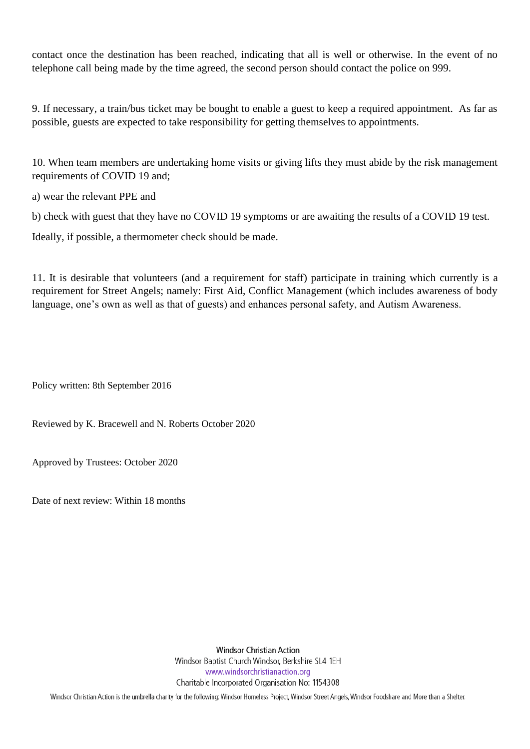contact once the destination has been reached, indicating that all is well or otherwise. In the event of no telephone call being made by the time agreed, the second person should contact the police on 999.

9. If necessary, a train/bus ticket may be bought to enable a guest to keep a required appointment. As far as possible, guests are expected to take responsibility for getting themselves to appointments.

10. When team members are undertaking home visits or giving lifts they must abide by the risk management requirements of COVID 19 and;

a) wear the relevant PPE and

b) check with guest that they have no COVID 19 symptoms or are awaiting the results of a COVID 19 test.

Ideally, if possible, a thermometer check should be made.

11. It is desirable that volunteers (and a requirement for staff) participate in training which currently is a requirement for Street Angels; namely: First Aid, Conflict Management (which includes awareness of body language, one's own as well as that of guests) and enhances personal safety, and Autism Awareness.

Policy written: 8th September 2016

Reviewed by K. Bracewell and N. Roberts October 2020

Approved by Trustees: October 2020

Date of next review: Within 18 months

**Windsor Christian Action**
Windsor Baptist Church Windsor, Berkshire SL4 1EH
www.windsorchristianaction.org
Charitable Incorporated Organisation No: 1154308

Windsor Christian Action is the umbrella charity for the following: Windsor Homeless Project, Windsor Street Angels, Windsor Foodshare and More than a Shelter.